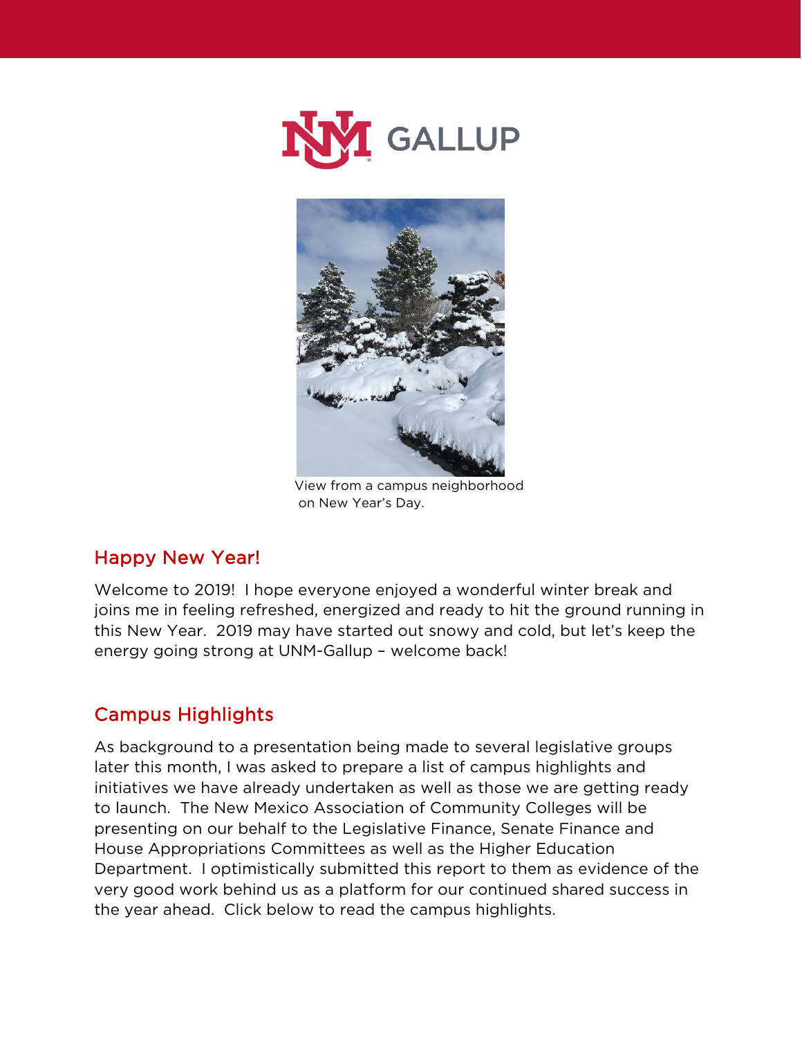View from a campus neighborhood on New Year's Day.

## Happy New Year!

Welcome to 2019! I hope everyone enjoyed a wonderful winter break and joins me in feeling refreshed, energized and ready to hit the ground running in this New Year. 2019 may have started out snowy and cold, but let's keep the energy going strong at UNM-Gallup – welcome back!

## Campus Highlights

As background to a presentation being made to several legislative groups later this month, I was asked to prepare a list of campus highlights and initiatives we have already undertaken as well as those we are getting ready to launch. The New Mexico Association of Community Colleges will be presenting on our behalf to the Legislative Finance, Senate Finance and House Appropriations Committees as well as the Higher Education Department. I optimistically submitted this report to them as evidence of the very good work behind us as a platform for our continued shared success in the year ahead. Click below to read the campus highlights.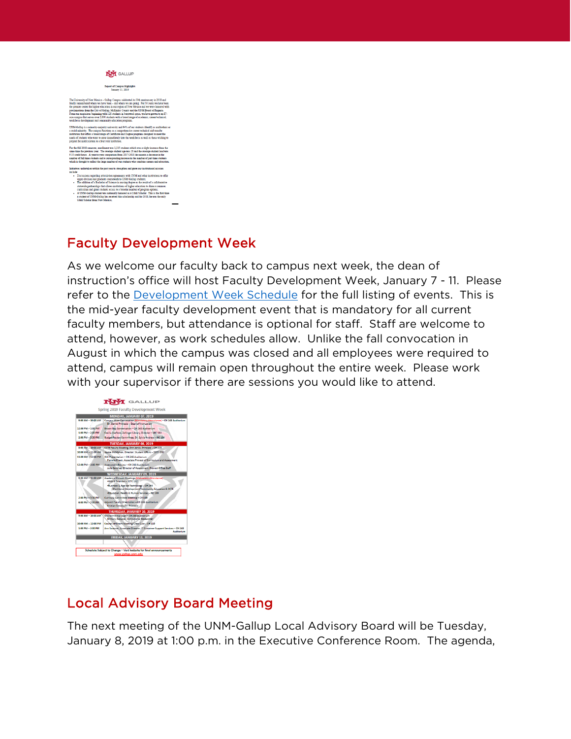## Faculty Development Week

As we welcome our faculty back to campus next week, the dean of instruction's office will host Faculty Development Week, January 7 - 11. Please refer to the [Development Week Schedule](Development Week Schedule) for the full listing of events. This is the mid-year faculty development event that is mandatory for all current faculty members, but attendance is optional for staff. Staff are welcome to attend, however, as work schedules allow. Unlike the fall convocation in August in which the campus was closed and all employees were required to attend, campus will remain open throughout the entire week. Please work with your supervisor if there are sessions you would like to attend.

## Local Advisory Board Meeting

The next meeting of the UNM-Gallup Local Advisory Board will be Tuesday, January 8, 2019 at 1:00 p.m. in the Executive Conference Room. The agenda,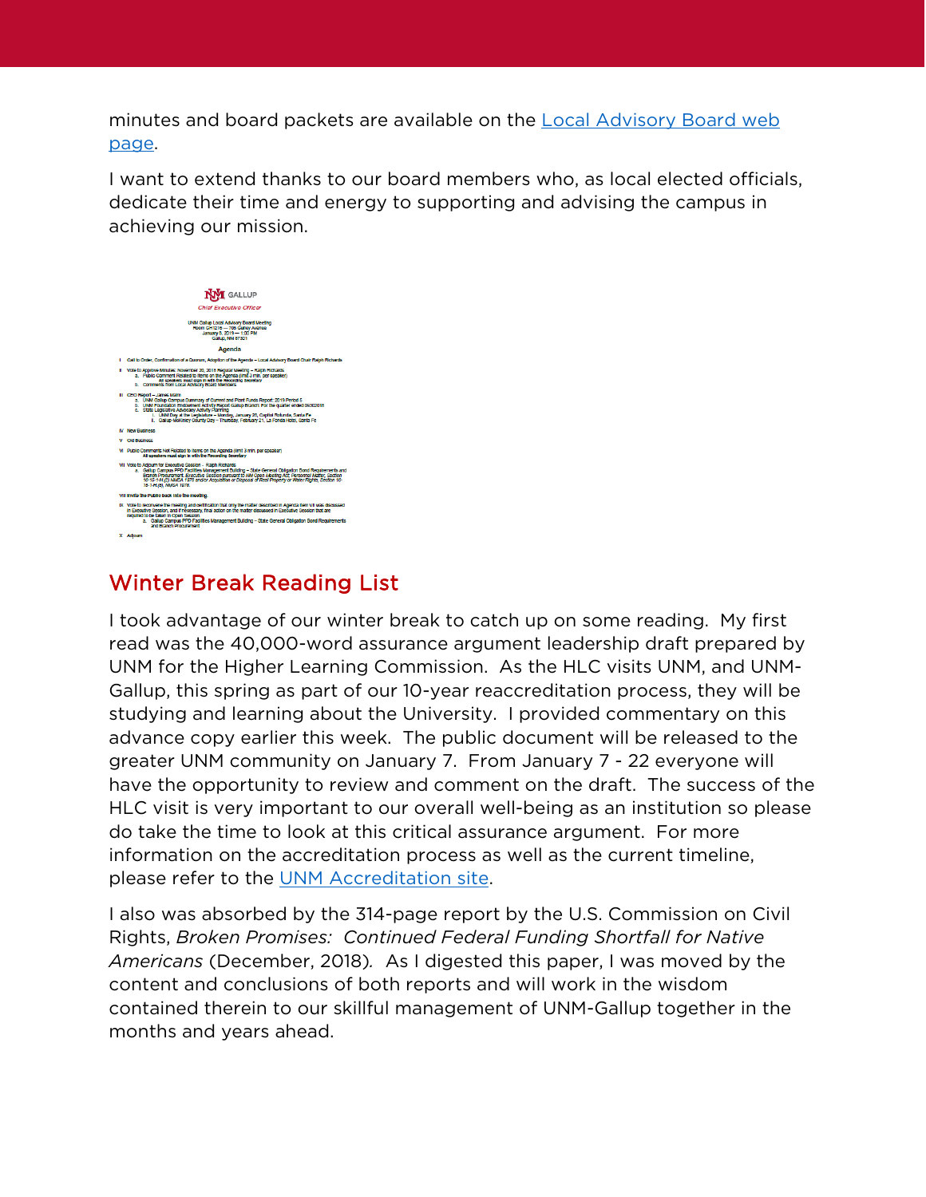minutes and board packets are available on the [Local Advisory Board web page](#).

I want to extend thanks to our board members who, as local elected officials, dedicate their time and energy to supporting and advising the campus in achieving our mission.

## Winter Break Reading List

I took advantage of our winter break to catch up on some reading. My first read was the 40,000-word assurance argument leadership draft prepared by UNM for the Higher Learning Commission. As the HLC visits UNM, and UNM-Gallup, this spring as part of our 10-year reaccreditation process, they will be studying and learning about the University. I provided commentary on this advance copy earlier this week. The public document will be released to the greater UNM community on January 7. From January 7 - 22 everyone will have the opportunity to review and comment on the draft. The success of the HLC visit is very important to our overall well-being as an institution so please do take the time to look at this critical assurance argument. For more information on the accreditation process as well as the current timeline, please refer to the [UNM Accreditation site](#).

I also was absorbed by the 314-page report by the U.S. Commission on Civil Rights, *Broken Promises: Continued Federal Funding Shortfall for Native Americans* (December, 2018). As I digested this paper, I was moved by the content and conclusions of both reports and will work in the wisdom contained therein to our skillful management of UNM-Gallup together in the months and years ahead.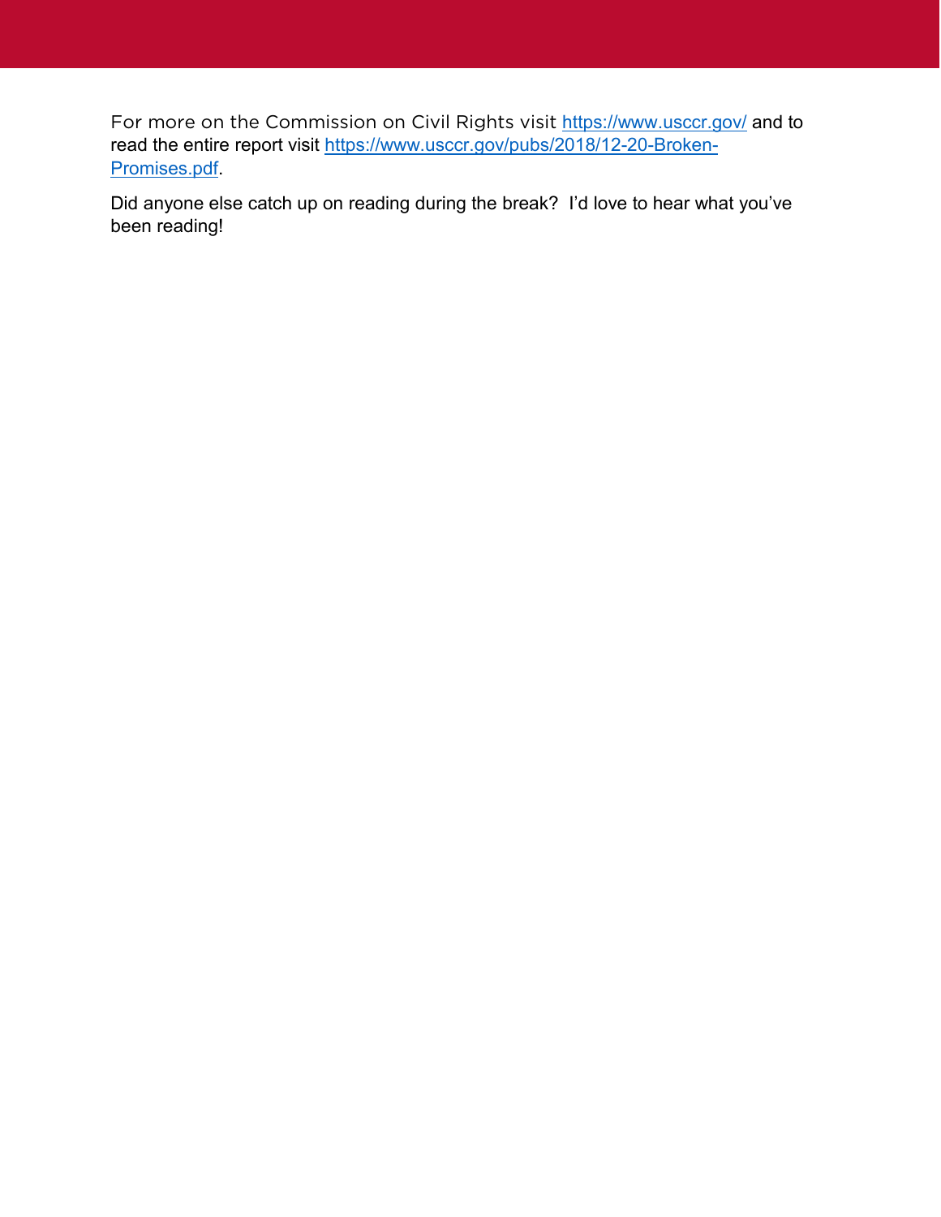For more on the Commission on Civil Rights visit [https://www.usccr.gov/](https://www.usccr.gov/) and to read the entire report visit [https://www.usccr.gov/pubs/2018/12-20-Broken-Promises.pdf](https://www.usccr.gov/pubs/2018/12-20-Broken-Promises.pdf).

Did anyone else catch up on reading during the break? I'd love to hear what you've been reading!